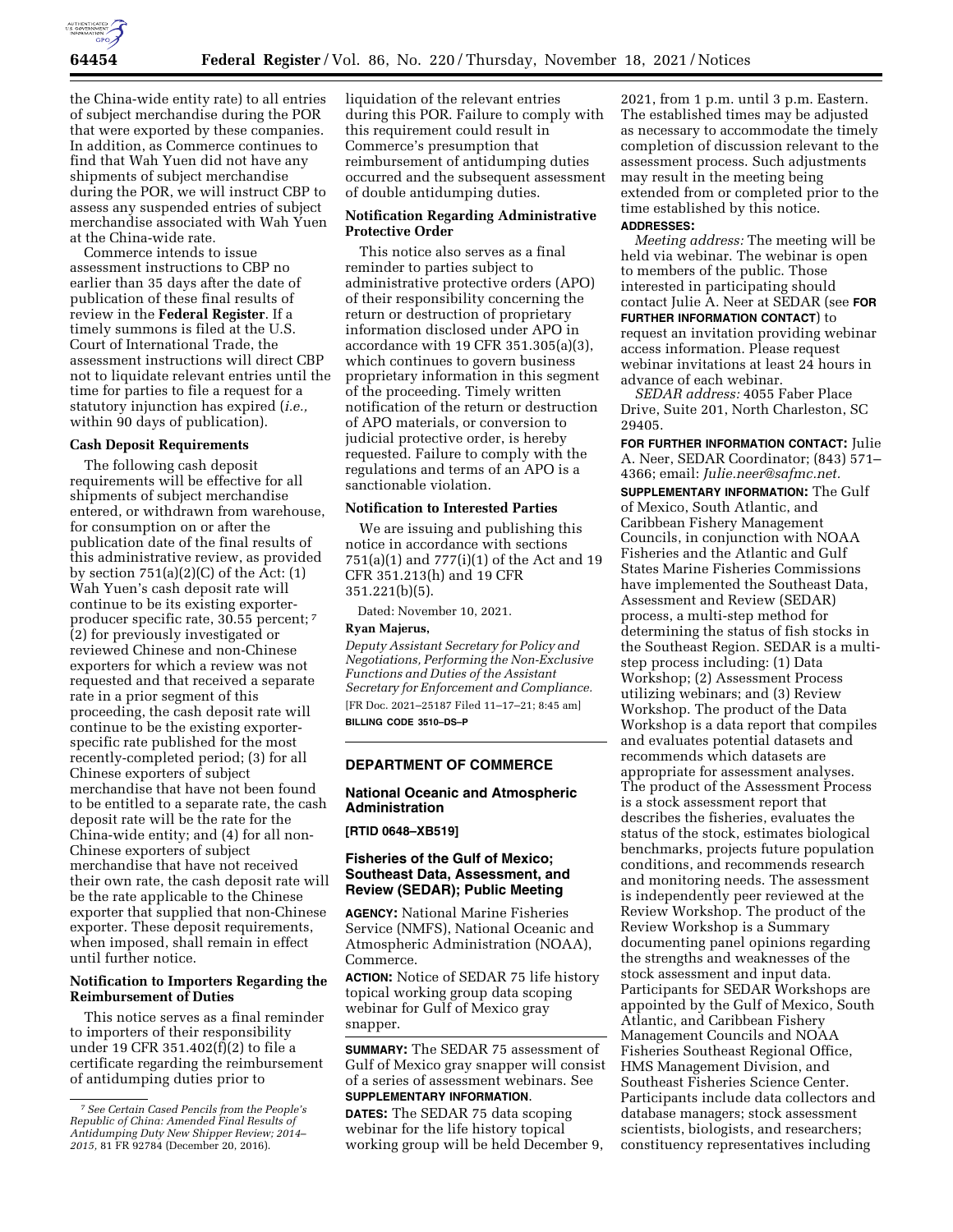the China-wide entity rate) to all entries of subject merchandise during the POR that were exported by these companies. In addition, as Commerce continues to find that Wah Yuen did not have any shipments of subject merchandise during the POR, we will instruct CBP to assess any suspended entries of subject merchandise associated with Wah Yuen at the China-wide rate.

Commerce intends to issue assessment instructions to CBP no earlier than 35 days after the date of publication of these final results of review in the **Federal Register**. If a timely summons is filed at the U.S. Court of International Trade, the assessment instructions will direct CBP not to liquidate relevant entries until the time for parties to file a request for a statutory injunction has expired (*i.e.,* within 90 days of publication).

### Cash Deposit Requirements

The following cash deposit requirements will be effective for all shipments of subject merchandise entered, or withdrawn from warehouse, for consumption on or after the publication date of the final results of this administrative review, as provided by section 751(a)(2)(C) of the Act: (1) Wah Yuen's cash deposit rate will continue to be its existing exporter-producer specific rate, 30.55 percent;[7] (2) for previously investigated or reviewed Chinese and non-Chinese exporters for which a review was not requested and that received a separate rate in a prior segment of this proceeding, the cash deposit rate will continue to be the existing exporter-specific rate published for the most recently-completed period; (3) for all Chinese exporters of subject merchandise that have not been found to be entitled to a separate rate, the cash deposit rate will be the rate for the China-wide entity; and (4) for all non-Chinese exporters of subject merchandise that have not received their own rate, the cash deposit rate will be the rate applicable to the Chinese exporter that supplied that non-Chinese exporter. These deposit requirements, when imposed, shall remain in effect until further notice.

### Notification to Importers Regarding the Reimbursement of Duties

This notice serves as a final reminder to importers of their responsibility under 19 CFR 351.402(f)(2) to file a certificate regarding the reimbursement of antidumping duties prior to liquidation of the relevant entries during this POR. Failure to comply with this requirement could result in Commerce's presumption that reimbursement of antidumping duties occurred and the subsequent assessment of double antidumping duties.

### Notification Regarding Administrative Protective Order

This notice also serves as a final reminder to parties subject to administrative protective orders (APO) of their responsibility concerning the return or destruction of proprietary information disclosed under APO in accordance with 19 CFR 351.305(a)(3), which continues to govern business proprietary information in this segment of the proceeding. Timely written notification of the return or destruction of APO materials, or conversion to judicial protective order, is hereby requested. Failure to comply with the regulations and terms of an APO is a sanctionable violation.

### Notification to Interested Parties

We are issuing and publishing this notice in accordance with sections 751(a)(1) and 777(i)(1) of the Act and 19 CFR 351.213(h) and 19 CFR 351.221(b)(5).

Dated: November 10, 2021.

**Ryan Majerus,**

*Deputy Assistant Secretary for Policy and Negotiations, Performing the Non-Exclusive Functions and Duties of the Assistant Secretary for Enforcement and Compliance.*

[FR Doc. 2021–25187 Filed 11–17–21; 8:45 am]

**BILLING CODE 3510–DS–P**

[7] *See Certain Cased Pencils from the People's Republic of China: Amended Final Results of Antidumping Duty New Shipper Review; 2014–2015,* 81 FR 92784 (December 20, 2016).

---

## DEPARTMENT OF COMMERCE

### National Oceanic and Atmospheric Administration

**[RTID 0648–XB519]**

### Fisheries of the Gulf of Mexico; Southeast Data, Assessment, and Review (SEDAR); Public Meeting

**AGENCY:** National Marine Fisheries Service (NMFS), National Oceanic and Atmospheric Administration (NOAA), Commerce.

**ACTION:** Notice of SEDAR 75 life history topical working group data scoping webinar for Gulf of Mexico gray snapper.

**SUMMARY:** The SEDAR 75 assessment of Gulf of Mexico gray snapper will consist of a series of assessment webinars. See **SUPPLEMENTARY INFORMATION**.

**DATES:** The SEDAR 75 data scoping webinar for the life history topical working group will be held December 9, 2021, from 1 p.m. until 3 p.m. Eastern. The established times may be adjusted as necessary to accommodate the timely completion of discussion relevant to the assessment process. Such adjustments may result in the meeting being extended from or completed prior to the time established by this notice.

**ADDRESSES:**

*Meeting address:* The meeting will be held via webinar. The webinar is open to members of the public. Those interested in participating should contact Julie A. Neer at SEDAR (see **FOR FURTHER INFORMATION CONTACT**) to request an invitation providing webinar access information. Please request webinar invitations at least 24 hours in advance of each webinar.

*SEDAR address:* 4055 Faber Place Drive, Suite 201, North Charleston, SC 29405.

**FOR FURTHER INFORMATION CONTACT:** Julie A. Neer, SEDAR Coordinator; (843) 571–4366; email: *Julie.neer@safmc.net.*

**SUPPLEMENTARY INFORMATION:** The Gulf of Mexico, South Atlantic, and Caribbean Fishery Management Councils, in conjunction with NOAA Fisheries and the Atlantic and Gulf States Marine Fisheries Commissions have implemented the Southeast Data, Assessment and Review (SEDAR) process, a multi-step method for determining the status of fish stocks in the Southeast Region. SEDAR is a multi-step process including: (1) Data Workshop; (2) Assessment Process utilizing webinars; and (3) Review Workshop. The product of the Data Workshop is a data report that compiles and evaluates potential datasets and recommends which datasets are appropriate for assessment analyses. The product of the Assessment Process is a stock assessment report that describes the fisheries, evaluates the status of the stock, estimates biological benchmarks, projects future population conditions, and recommends research and monitoring needs. The assessment is independently peer reviewed at the Review Workshop. The product of the Review Workshop is a Summary documenting panel opinions regarding the strengths and weaknesses of the stock assessment and input data. Participants for SEDAR Workshops are appointed by the Gulf of Mexico, South Atlantic, and Caribbean Fishery Management Councils and NOAA Fisheries Southeast Regional Office, HMS Management Division, and Southeast Fisheries Science Center. Participants include data collectors and database managers; stock assessment scientists, biologists, and researchers; constituency representatives including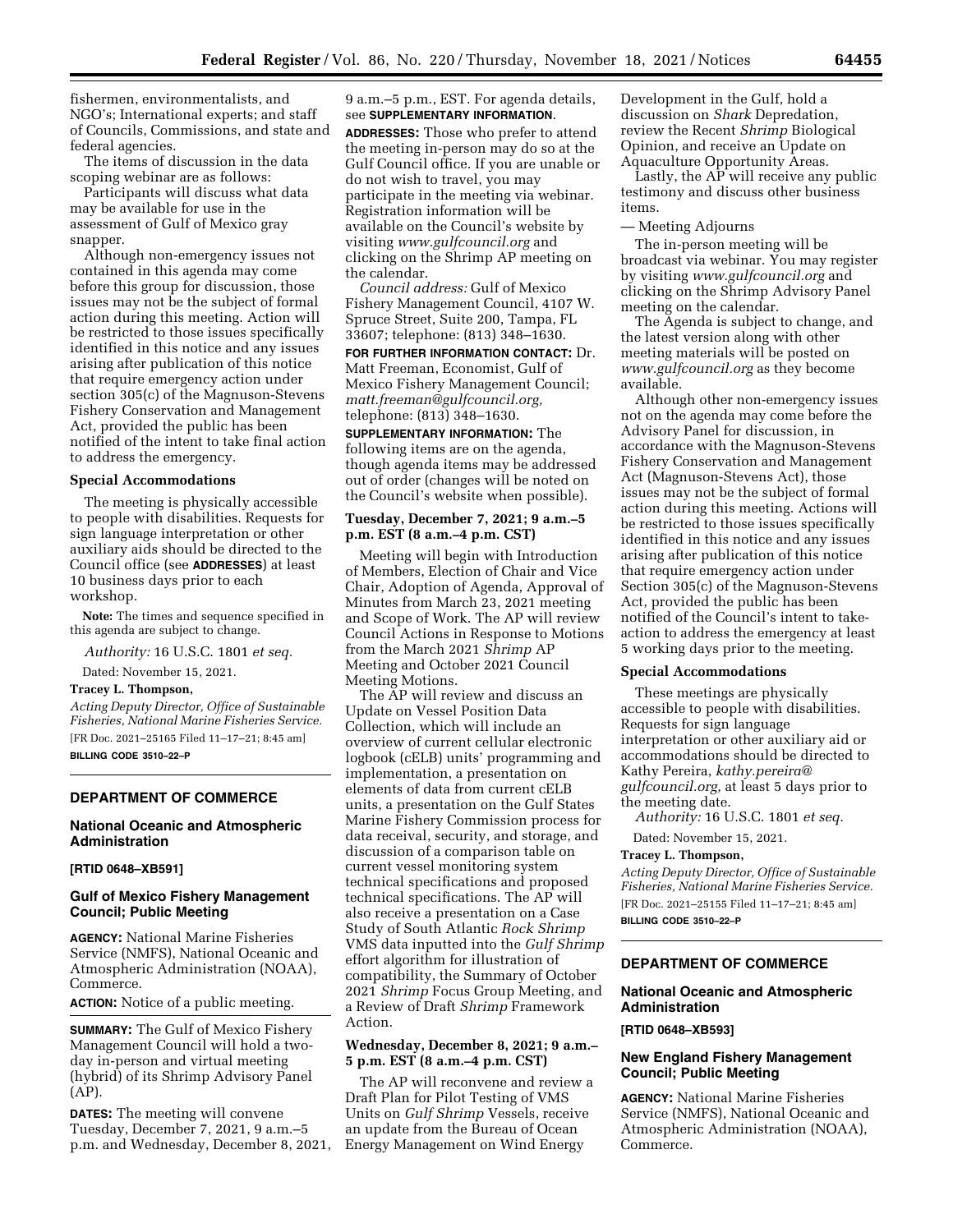fishermen, environmentalists, and NGO's; International experts; and staff of Councils, Commissions, and state and federal agencies.

The items of discussion in the data scoping webinar are as follows:

Participants will discuss what data may be available for use in the assessment of Gulf of Mexico gray snapper.

Although non-emergency issues not contained in this agenda may come before this group for discussion, those issues may not be the subject of formal action during this meeting. Action will be restricted to those issues specifically identified in this notice and any issues arising after publication of this notice that require emergency action under section 305(c) of the Magnuson-Stevens Fishery Conservation and Management Act, provided the public has been notified of the intent to take final action to address the emergency.

### Special Accommodations

The meeting is physically accessible to people with disabilities. Requests for sign language interpretation or other auxiliary aids should be directed to the Council office (see **ADDRESSES**) at least 10 business days prior to each workshop.

**Note:** The times and sequence specified in this agenda are subject to change.

*Authority:* 16 U.S.C. 1801 *et seq.*

Dated: November 15, 2021.

**Tracey L. Thompson,**

*Acting Deputy Director, Office of Sustainable Fisheries, National Marine Fisheries Service.*

[FR Doc. 2021–25165 Filed 11–17–21; 8:45 am]

**BILLING CODE 3510–22–P**

## DEPARTMENT OF COMMERCE

### National Oceanic and Atmospheric Administration

**[RTID 0648–XB591]**

### Gulf of Mexico Fishery Management Council; Public Meeting

**AGENCY:** National Marine Fisheries Service (NMFS), National Oceanic and Atmospheric Administration (NOAA), Commerce.

**ACTION:** Notice of a public meeting.

**SUMMARY:** The Gulf of Mexico Fishery Management Council will hold a two-day in-person and virtual meeting (hybrid) of its Shrimp Advisory Panel (AP).

**DATES:** The meeting will convene Tuesday, December 7, 2021, 9 a.m.–5 p.m. and Wednesday, December 8, 2021, 9 a.m.–5 p.m., EST. For agenda details, see **SUPPLEMENTARY INFORMATION**.

**ADDRESSES:** Those who prefer to attend the meeting in-person may do so at the Gulf Council office. If you are unable or do not wish to travel, you may participate in the meeting via webinar. Registration information will be available on the Council's website by visiting *www.gulfcouncil.org* and clicking on the Shrimp AP meeting on the calendar.

*Council address:* Gulf of Mexico Fishery Management Council, 4107 W. Spruce Street, Suite 200, Tampa, FL 33607; telephone: (813) 348–1630.

**FOR FURTHER INFORMATION CONTACT:** Dr. Matt Freeman, Economist, Gulf of Mexico Fishery Management Council; *matt.freeman@gulfcouncil.org,* telephone: (813) 348–1630.

**SUPPLEMENTARY INFORMATION:** The following items are on the agenda, though agenda items may be addressed out of order (changes will be noted on the Council's website when possible).

#### Tuesday, December 7, 2021; 9 a.m.–5 p.m. EST (8 a.m.–4 p.m. CST)

Meeting will begin with Introduction of Members, Election of Chair and Vice Chair, Adoption of Agenda, Approval of Minutes from March 23, 2021 meeting and Scope of Work. The AP will review Council Actions in Response to Motions from the March 2021 *Shrimp* AP Meeting and October 2021 Council Meeting Motions.

The AP will review and discuss an Update on Vessel Position Data Collection, which will include an overview of current cellular electronic logbook (cELB) units' programming and implementation, a presentation on elements of data from current cELB units, a presentation on the Gulf States Marine Fishery Commission process for data receival, security, and storage, and discussion of a comparison table on current vessel monitoring system technical specifications and proposed technical specifications. The AP will also receive a presentation on a Case Study of South Atlantic *Rock Shrimp* VMS data inputted into the *Gulf Shrimp* effort algorithm for illustration of compatibility, the Summary of October 2021 *Shrimp* Focus Group Meeting, and a Review of Draft *Shrimp* Framework Action.

#### Wednesday, December 8, 2021; 9 a.m.–5 p.m. EST (8 a.m.–4 p.m. CST)

The AP will reconvene and review a Draft Plan for Pilot Testing of VMS Units on *Gulf Shrimp* Vessels, receive an update from the Bureau of Ocean Energy Management on Wind Energy Development in the Gulf, hold a discussion on *Shark* Depredation, review the Recent *Shrimp* Biological Opinion, and receive an Update on Aquaculture Opportunity Areas.

Lastly, the AP will receive any public testimony and discuss other business items.

— Meeting Adjourns

The in-person meeting will be broadcast via webinar. You may register by visiting *www.gulfcouncil.org* and clicking on the Shrimp Advisory Panel meeting on the calendar.

The Agenda is subject to change, and the latest version along with other meeting materials will be posted on *www.gulfcouncil.org* as they become available.

Although other non-emergency issues not on the agenda may come before the Advisory Panel for discussion, in accordance with the Magnuson-Stevens Fishery Conservation and Management Act (Magnuson-Stevens Act), those issues may not be the subject of formal action during this meeting. Actions will be restricted to those issues specifically identified in this notice and any issues arising after publication of this notice that require emergency action under Section 305(c) of the Magnuson-Stevens Act, provided the public has been notified of the Council's intent to take-action to address the emergency at least 5 working days prior to the meeting.

### Special Accommodations

These meetings are physically accessible to people with disabilities. Requests for sign language interpretation or other auxiliary aid or accommodations should be directed to Kathy Pereira, *kathy.pereira@gulfcouncil.org,* at least 5 days prior to the meeting date.

*Authority:* 16 U.S.C. 1801 *et seq.*

Dated: November 15, 2021.

**Tracey L. Thompson,**

*Acting Deputy Director, Office of Sustainable Fisheries, National Marine Fisheries Service.*

[FR Doc. 2021–25155 Filed 11–17–21; 8:45 am]

**BILLING CODE 3510–22–P**

## DEPARTMENT OF COMMERCE

### National Oceanic and Atmospheric Administration

**[RTID 0648–XB593]**

### New England Fishery Management Council; Public Meeting

**AGENCY:** National Marine Fisheries Service (NMFS), National Oceanic and Atmospheric Administration (NOAA), Commerce.